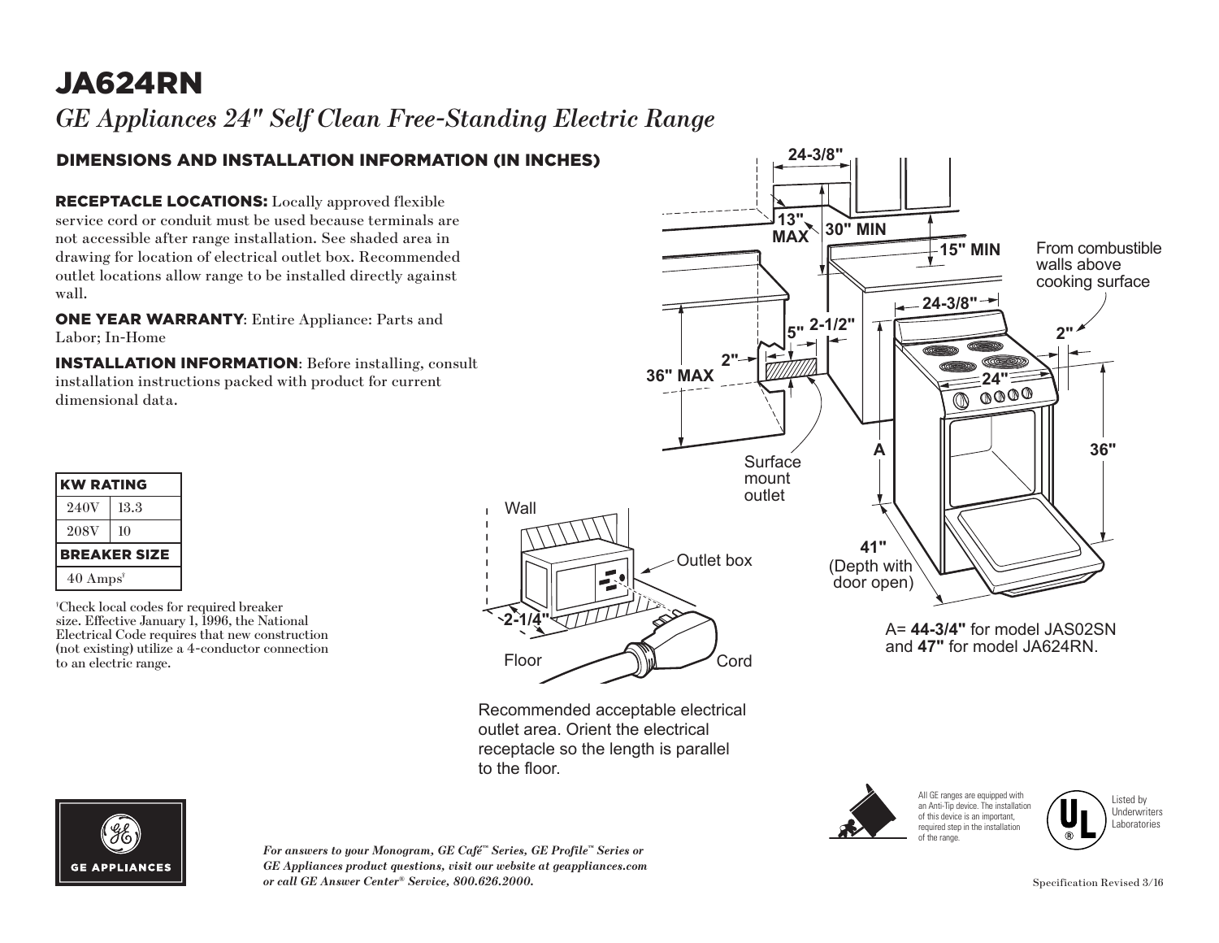# JA624RN

*GE Appliances 24" Self Clean Free-Standing Electric Range*

## DIMENSIONS AND INSTALLATION INFORMATION (IN INCHES)

**RECEPTACLE LOCATIONS:** Locally approved flexible service cord or conduit must be used because terminals are not accessible after range installation. See shaded area in drawing for location of electrical outlet box. Recommended outlet locations allow range to be installed directly against wall.

**ONE YEAR WARRANTY**: Entire Appliance: Parts and Labor; In-Home

**INSTALLATION INFORMATION**: Before installing, consult installation instructions packed with product for current dimensional data.

| KW RATING | |
|---|---|
| 240V | 13.3 |
| 208V | 10 |
| **BREAKER SIZE** | |
| 40 Amps[†] | |

[†]Check local codes for required breaker size. Effective January 1, 1996, the National Electrical Code requires that new construction (not existing) utilize a 4-conductor connection to an electric range.

24-3/8"

13" MAX

30" MIN

15" MIN

From combustible walls above cooking surface

24-3/8"

5"

2-1/2"

2"

2"

36" MAX

24"

A

36"

Surface mount outlet

Wall

Outlet box

41" (Depth with door open)

2-1/4"

Floor

Cord

A= **44-3/4"** for model JAS02SN and **47"** for model JA624RN.

Recommended acceptable electrical outlet area. Orient the electrical receptacle so the length is parallel to the floor.

All GE ranges are equipped with an Anti-Tip device. The installation of this device is an important, required step in the installation of the range.

Listed by Underwriters Laboratories

GE APPLIANCES

*For answers to your Monogram, GE Café™ Series, GE Profile™ Series or GE Appliances product questions, visit our website at geappliances.com or call GE Answer Center® Service, 800.626.2000.*

Specification Revised 3/16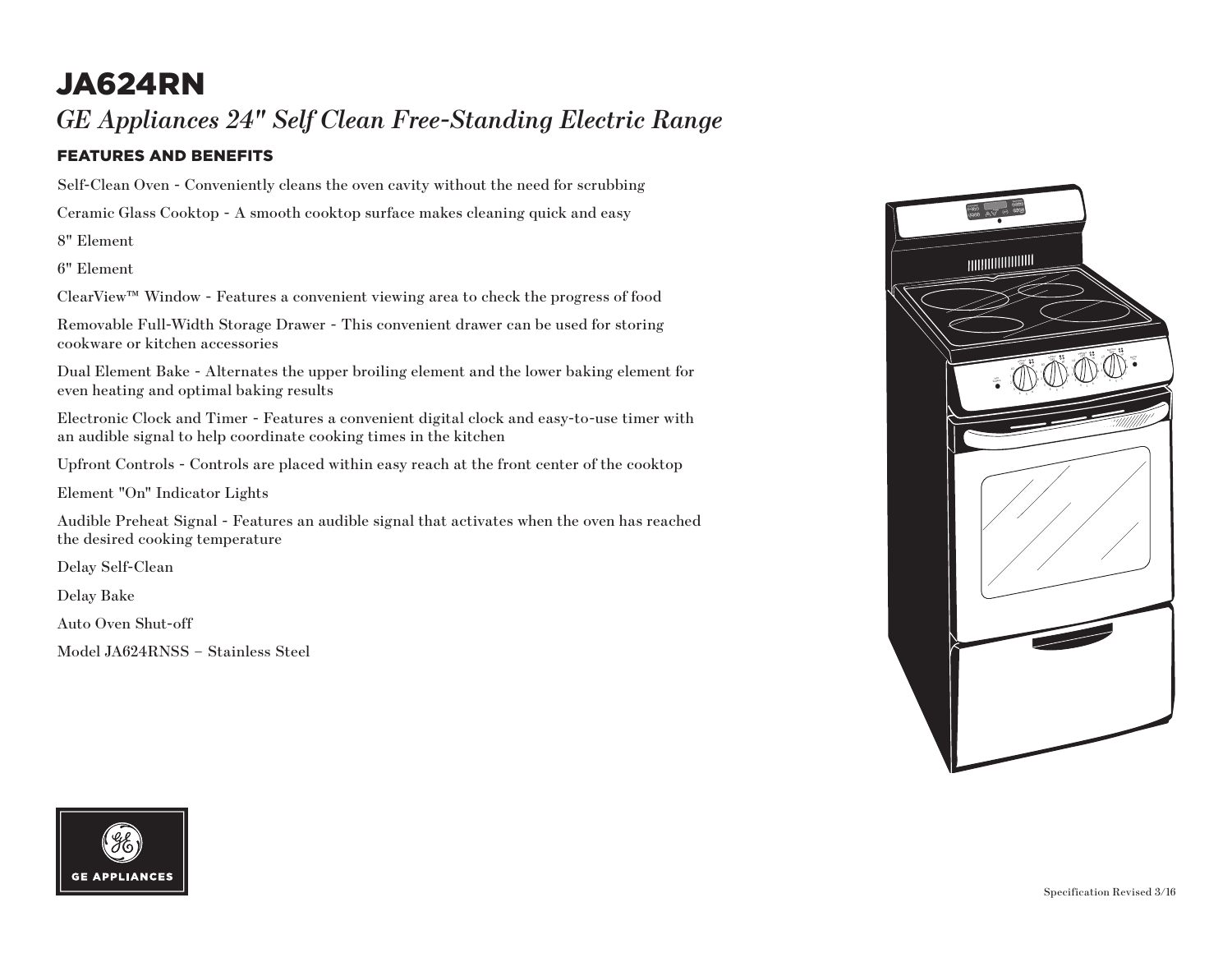# JA624RN

## *GE Appliances 24" Self Clean Free-Standing Electric Range*

### FEATURES AND BENEFITS

Self-Clean Oven - Conveniently cleans the oven cavity without the need for scrubbing

Ceramic Glass Cooktop - A smooth cooktop surface makes cleaning quick and easy

8" Element

6" Element

ClearView™ Window - Features a convenient viewing area to check the progress of food

Removable Full-Width Storage Drawer - This convenient drawer can be used for storing cookware or kitchen accessories

Dual Element Bake - Alternates the upper broiling element and the lower baking element for even heating and optimal baking results

Electronic Clock and Timer - Features a convenient digital clock and easy-to-use timer with an audible signal to help coordinate cooking times in the kitchen

Upfront Controls - Controls are placed within easy reach at the front center of the cooktop

Element "On" Indicator Lights

Audible Preheat Signal - Features an audible signal that activates when the oven has reached the desired cooking temperature

Delay Self-Clean

Delay Bake

Auto Oven Shut-off

Model JA624RNSS – Stainless Steel

GE APPLIANCES

Specification Revised 3/16